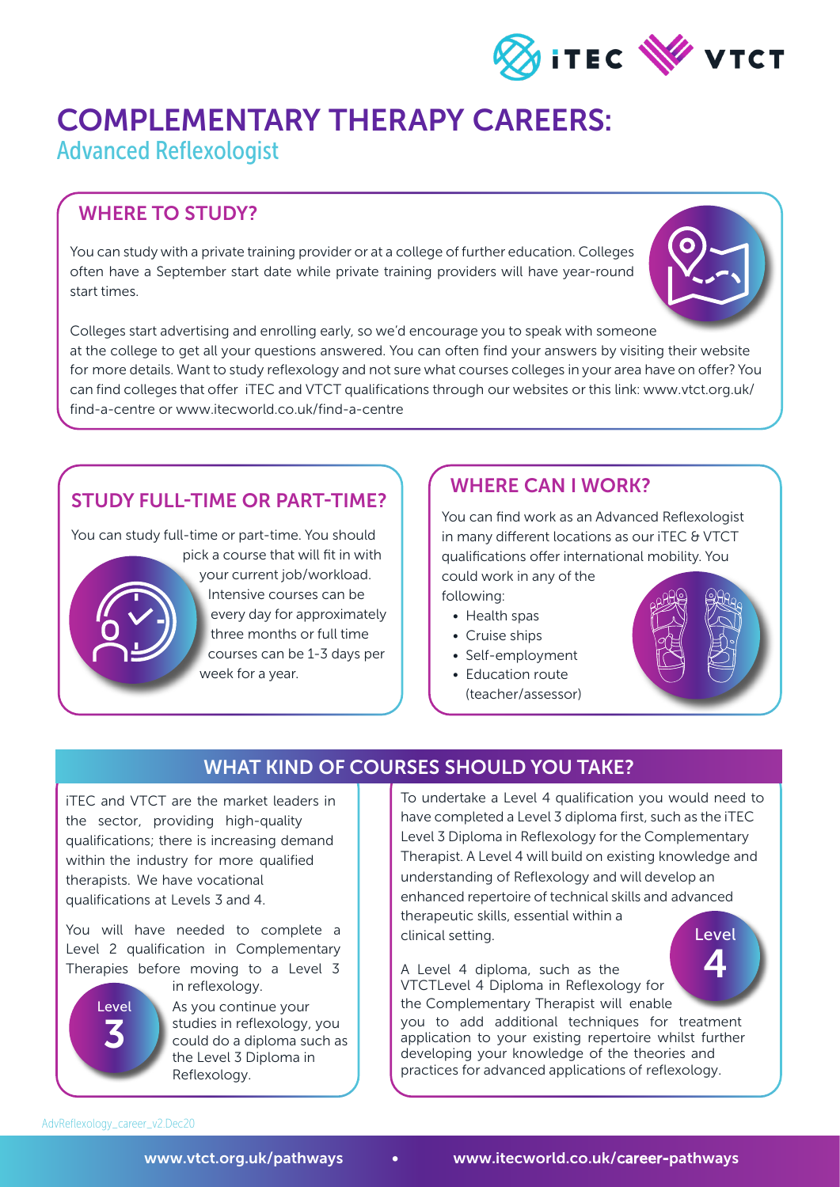# COMPLEMENTARY THERAPY CAREERS:

## Advanced Reflexologist

### WHERE TO STUDY?

You can study with a private training provider or at a college of further education. Colleges often have a September start date while private training providers will have year-round start times.

Colleges start advertising and enrolling early, so we'd encourage you to speak with someone at the college to get all your questions answered. You can often find your answers by visiting their website for more details. Want to study reflexology and not sure what courses colleges in your area have on offer? You can find colleges that offer iTEC and VTCT qualifications through our websites or this link: www.vtct.org.uk/find-a-centre or www.itecworld.co.uk/find-a-centre

### STUDY FULL-TIME OR PART-TIME?

You can study full-time or part-time. You should pick a course that will fit in with your current job/workload. Intensive courses can be every day for approximately three months or full time courses can be 1-3 days per week for a year.

### WHERE CAN I WORK?

You can find work as an Advanced Reflexologist in many different locations as our iTEC & VTCT qualifications offer international mobility. You could work in any of the following:

- Health spas
- Cruise ships
- Self-employment
- Education route (teacher/assessor)

### WHAT KIND OF COURSES SHOULD YOU TAKE?

iTEC and VTCT are the market leaders in the sector, providing high-quality qualifications; there is increasing demand within the industry for more qualified therapists. We have vocational qualifications at Levels 3 and 4.

You will have needed to complete a Level 2 qualification in Complementary Therapies before moving to a Level 3 in reflexology.

Level 3

As you continue your studies in reflexology, you could do a diploma such as the Level 3 Diploma in Reflexology.

To undertake a Level 4 qualification you would need to have completed a Level 3 diploma first, such as the iTEC Level 3 Diploma in Reflexology for the Complementary Therapist. A Level 4 will build on existing knowledge and understanding of Reflexology and will develop an enhanced repertoire of technical skills and advanced therapeutic skills, essential within a clinical setting.

Level 4

A Level 4 diploma, such as the VTCTLevel 4 Diploma in Reflexology for the Complementary Therapist will enable you to add additional techniques for treatment application to your existing repertoire whilst further developing your knowledge of the theories and practices for advanced applications of reflexology.

AdvReflexology_career_v2.Dec20

www.vtct.org.uk/pathways • www.itecworld.co.uk/career-pathways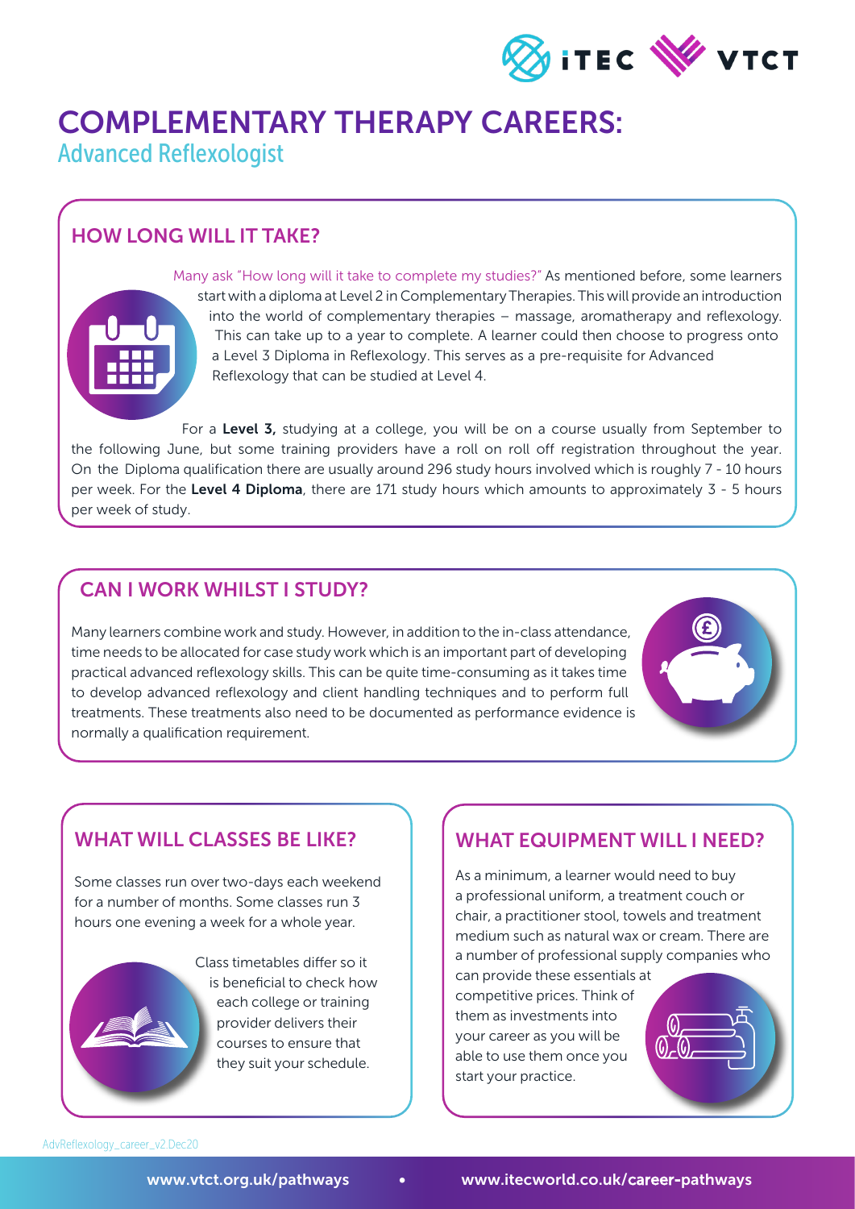# COMPLEMENTARY THERAPY CAREERS:

## Advanced Reflexologist

### HOW LONG WILL IT TAKE?

Many ask "How long will it take to complete my studies?" As mentioned before, some learners start with a diploma at Level 2 in Complementary Therapies. This will provide an introduction into the world of complementary therapies – massage, aromatherapy and reflexology. This can take up to a year to complete. A learner could then choose to progress onto a Level 3 Diploma in Reflexology. This serves as a pre-requisite for Advanced Reflexology that can be studied at Level 4.

For a **Level 3,** studying at a college, you will be on a course usually from September to the following June, but some training providers have a roll on roll off registration throughout the year. On the Diploma qualification there are usually around 296 study hours involved which is roughly 7 - 10 hours per week. For the **Level 4 Diploma**, there are 171 study hours which amounts to approximately 3 - 5 hours per week of study.

### CAN I WORK WHILST I STUDY?

Many learners combine work and study. However, in addition to the in-class attendance, time needs to be allocated for case study work which is an important part of developing practical advanced reflexology skills. This can be quite time-consuming as it takes time to develop advanced reflexology and client handling techniques and to perform full treatments. These treatments also need to be documented as performance evidence is normally a qualification requirement.

### WHAT WILL CLASSES BE LIKE?

Some classes run over two-days each weekend for a number of months. Some classes run 3 hours one evening a week for a whole year.

Class timetables differ so it is beneficial to check how each college or training provider delivers their courses to ensure that they suit your schedule.

### WHAT EQUIPMENT WILL I NEED?

As a minimum, a learner would need to buy a professional uniform, a treatment couch or chair, a practitioner stool, towels and treatment medium such as natural wax or cream. There are a number of professional supply companies who can provide these essentials at competitive prices. Think of them as investments into your career as you will be able to use them once you start your practice.

AdvReflexology_career_v2.Dec20

www.vtct.org.uk/pathways • www.itecworld.co.uk/career-pathways